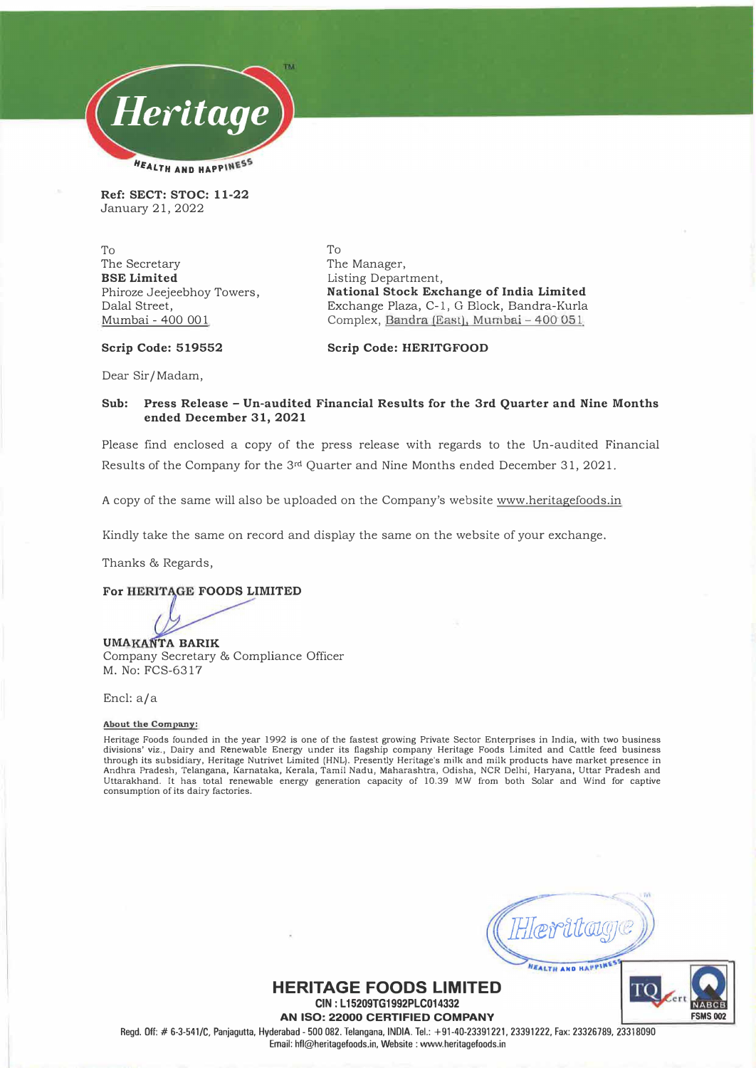Ref: SECT: STOC: 11-22
January 21, 2022

To
The Secretary
**BSE Limited**
Phiroze Jeejeebhoy Towers,
Dalal Street,
Mumbai - 400 001

**Scrip Code: 519552**

To
The Manager,
Listing Department,
**National Stock Exchange of India Limited**
Exchange Plaza, C-1, G Block, Bandra-Kurla
Complex, Bandra (East), Mumbai – 400 051

**Scrip Code: HERITGFOOD**

Dear Sir/Madam,

**Sub: Press Release – Un-audited Financial Results for the 3rd Quarter and Nine Months ended December 31, 2021**

Please find enclosed a copy of the press release with regards to the Un-audited Financial Results of the Company for the 3rd Quarter and Nine Months ended December 31, 2021.

A copy of the same will also be uploaded on the Company's website www.heritagefoods.in

Kindly take the same on record and display the same on the website of your exchange.

Thanks & Regards,

**For HERITAGE FOODS LIMITED**

**UMAKANTA BARIK**
Company Secretary & Compliance Officer
M. No: FCS-6317

Encl: a/a

**About the Company:**

Heritage Foods founded in the year 1992 is one of the fastest growing Private Sector Enterprises in India, with two business divisions' viz., Dairy and Renewable Energy under its flagship company Heritage Foods Limited and Cattle feed business through its subsidiary, Heritage Nutrivet Limited (HNL). Presently Heritage's milk and milk products have market presence in Andhra Pradesh, Telangana, Karnataka, Kerala, Tamil Nadu, Maharashtra, Odisha, NCR Delhi, Haryana, Uttar Pradesh and Uttarakhand. It has total renewable energy generation capacity of 10.39 MW from both Solar and Wind for captive consumption of its dairy factories.

**HERITAGE FOODS LIMITED**
CIN : L15209TG1992PLC014332
AN ISO: 22000 CERTIFIED COMPANY
Regd. Off: # 6-3-541/C, Panjagutta, Hyderabad - 500 082. Telangana, INDIA. Tel.: +91-40-23391221, 23391222, Fax: 23326789, 23318090
Email: hfl@heritagefoods.in, Website : www.heritagefoods.in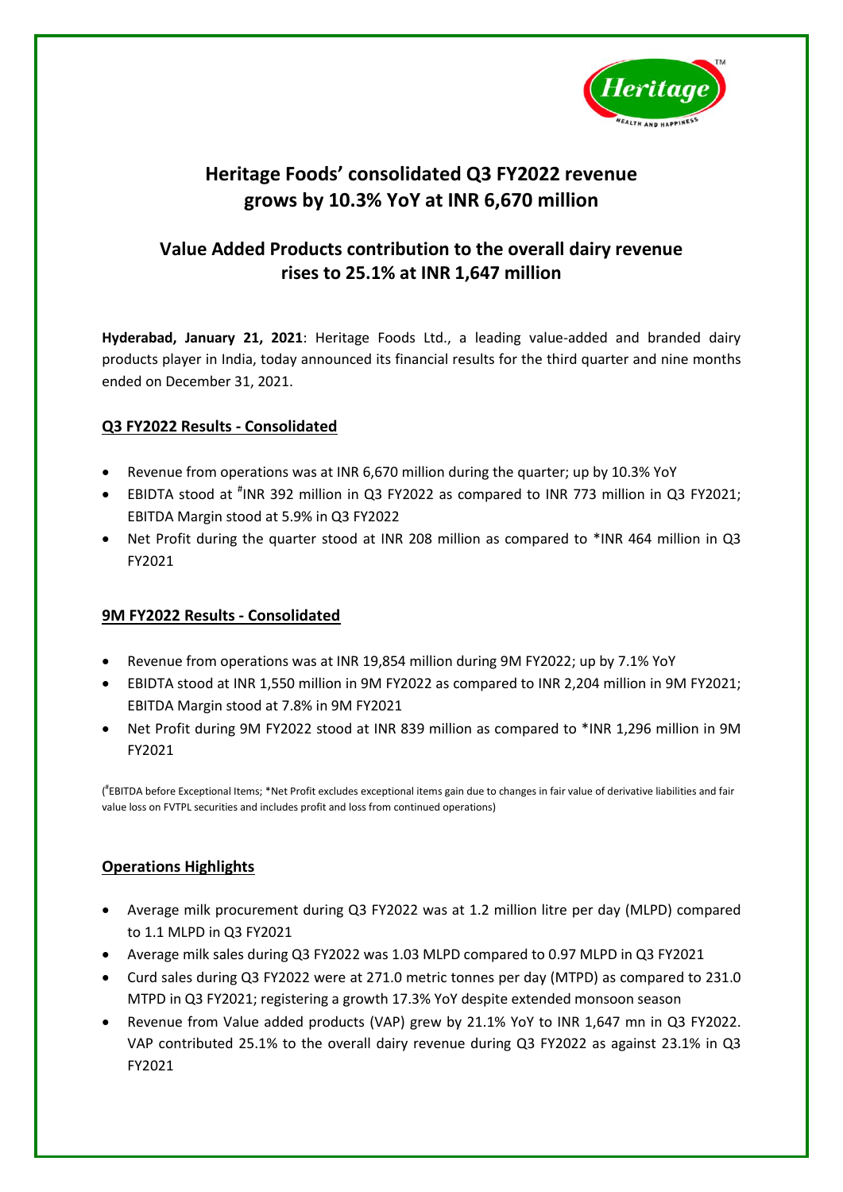# Heritage Foods' consolidated Q3 FY2022 revenue grows by 10.3% YoY at INR 6,670 million

## Value Added Products contribution to the overall dairy revenue rises to 25.1% at INR 1,647 million

**Hyderabad, January 21, 2021**: Heritage Foods Ltd., a leading value-added and branded dairy products player in India, today announced its financial results for the third quarter and nine months ended on December 31, 2021.

### Q3 FY2022 Results - Consolidated

- Revenue from operations was at INR 6,670 million during the quarter; up by 10.3% YoY
- EBIDTA stood at #INR 392 million in Q3 FY2022 as compared to INR 773 million in Q3 FY2021; EBITDA Margin stood at 5.9% in Q3 FY2022
- Net Profit during the quarter stood at INR 208 million as compared to *INR 464 million in Q3 FY2021

### 9M FY2022 Results - Consolidated

- Revenue from operations was at INR 19,854 million during 9M FY2022; up by 7.1% YoY
- EBIDTA stood at INR 1,550 million in 9M FY2022 as compared to INR 2,204 million in 9M FY2021; EBITDA Margin stood at 7.8% in 9M FY2021
- Net Profit during 9M FY2022 stood at INR 839 million as compared to *INR 1,296 million in 9M FY2021

(#EBITDA before Exceptional Items; *Net Profit excludes exceptional items gain due to changes in fair value of derivative liabilities and fair value loss on FVTPL securities and includes profit and loss from continued operations)

### Operations Highlights

- Average milk procurement during Q3 FY2022 was at 1.2 million litre per day (MLPD) compared to 1.1 MLPD in Q3 FY2021
- Average milk sales during Q3 FY2022 was 1.03 MLPD compared to 0.97 MLPD in Q3 FY2021
- Curd sales during Q3 FY2022 were at 271.0 metric tonnes per day (MTPD) as compared to 231.0 MTPD in Q3 FY2021; registering a growth 17.3% YoY despite extended monsoon season
- Revenue from Value added products (VAP) grew by 21.1% YoY to INR 1,647 mn in Q3 FY2022. VAP contributed 25.1% to the overall dairy revenue during Q3 FY2022 as against 23.1% in Q3 FY2021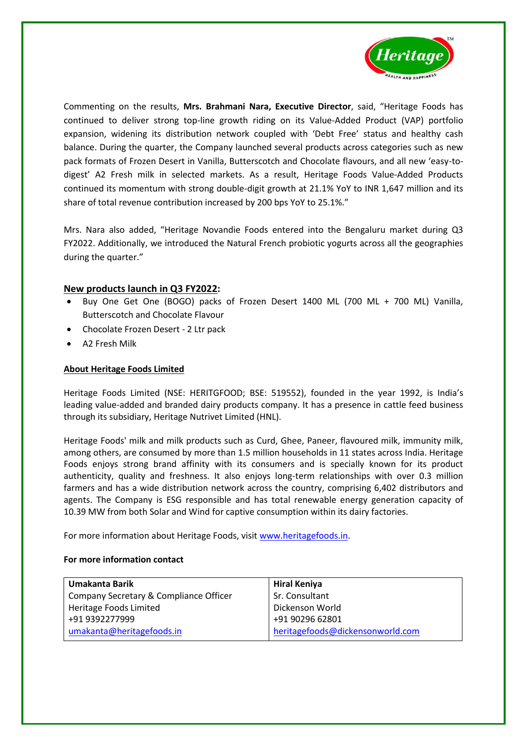Commenting on the results, **Mrs. Brahmani Nara, Executive Director**, said, "Heritage Foods has continued to deliver strong top-line growth riding on its Value-Added Product (VAP) portfolio expansion, widening its distribution network coupled with 'Debt Free' status and healthy cash balance. During the quarter, the Company launched several products across categories such as new pack formats of Frozen Desert in Vanilla, Butterscotch and Chocolate flavours, and all new 'easy-to-digest' A2 Fresh milk in selected markets. As a result, Heritage Foods Value-Added Products continued its momentum with strong double-digit growth at 21.1% YoY to INR 1,647 million and its share of total revenue contribution increased by 200 bps YoY to 25.1%."

Mrs. Nara also added, "Heritage Novandie Foods entered into the Bengaluru market during Q3 FY2022. Additionally, we introduced the Natural French probiotic yogurts across all the geographies during the quarter."

**New products launch in Q3 FY2022:**

- Buy One Get One (BOGO) packs of Frozen Desert 1400 ML (700 ML + 700 ML) Vanilla, Butterscotch and Chocolate Flavour
- Chocolate Frozen Desert - 2 Ltr pack
- A2 Fresh Milk

**About Heritage Foods Limited**

Heritage Foods Limited (NSE: HERITGFOOD; BSE: 519552), founded in the year 1992, is India's leading value-added and branded dairy products company. It has a presence in cattle feed business through its subsidiary, Heritage Nutrivet Limited (HNL).

Heritage Foods' milk and milk products such as Curd, Ghee, Paneer, flavoured milk, immunity milk, among others, are consumed by more than 1.5 million households in 11 states across India. Heritage Foods enjoys strong brand affinity with its consumers and is specially known for its product authenticity, quality and freshness. It also enjoys long-term relationships with over 0.3 million farmers and has a wide distribution network across the country, comprising 6,402 distributors and agents. The Company is ESG responsible and has total renewable energy generation capacity of 10.39 MW from both Solar and Wind for captive consumption within its dairy factories.

For more information about Heritage Foods, visit www.heritagefoods.in.

**For more information contact**

| **Umakanta Barik** | **Hiral Keniya** |
|---|---|
| Company Secretary & Compliance Officer | Sr. Consultant |
| Heritage Foods Limited | Dickenson World |
| +91 9392277999 | +91 90296 62801 |
| umakanta@heritagefoods.in | heritagefoods@dickensonworld.com |